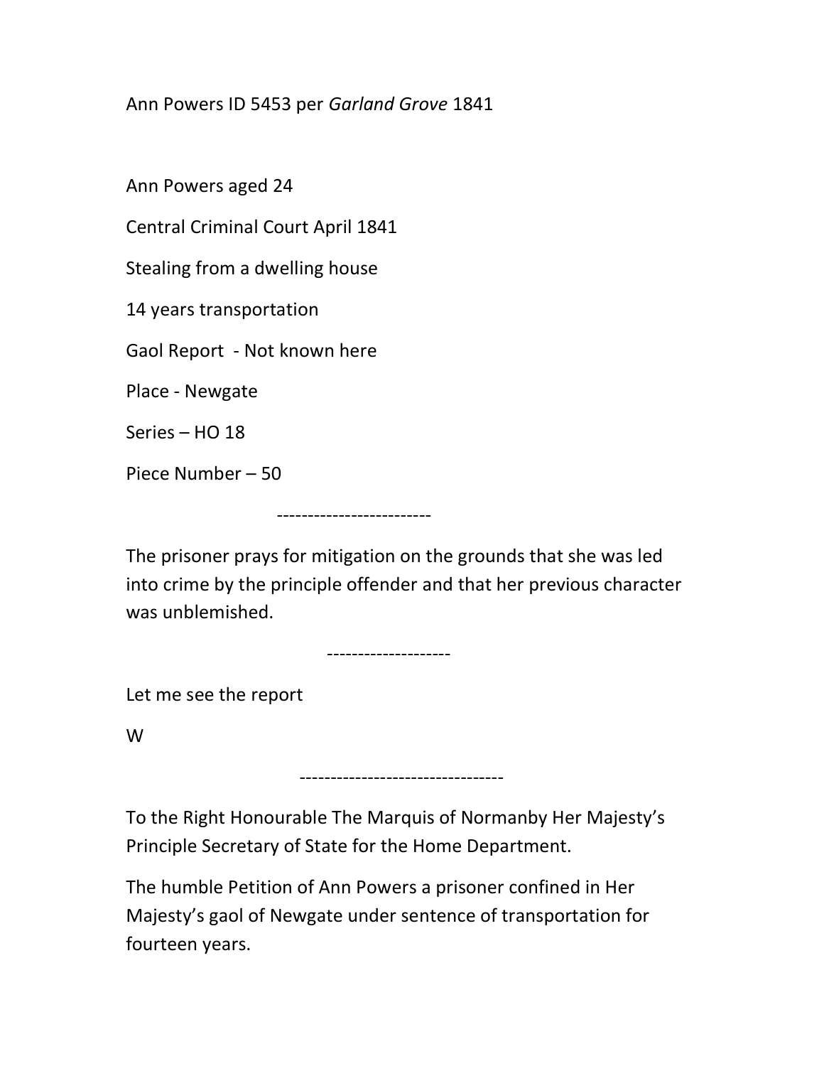Ann Powers ID 5453 per *Garland Grove* 1841

Ann Powers aged 24

Central Criminal Court April 1841

Stealing from a dwelling house

14 years transportation

Gaol Report - Not known here

Place - Newgate

Series – HO 18

Piece Number – 50

-------------------------

The prisoner prays for mitigation on the grounds that she was led into crime by the principle offender and that her previous character was unblemished.

--------------------

Let me see the report

W

---------------------------------

To the Right Honourable The Marquis of Normanby Her Majesty's Principle Secretary of State for the Home Department.

The humble Petition of Ann Powers a prisoner confined in Her Majesty's gaol of Newgate under sentence of transportation for fourteen years.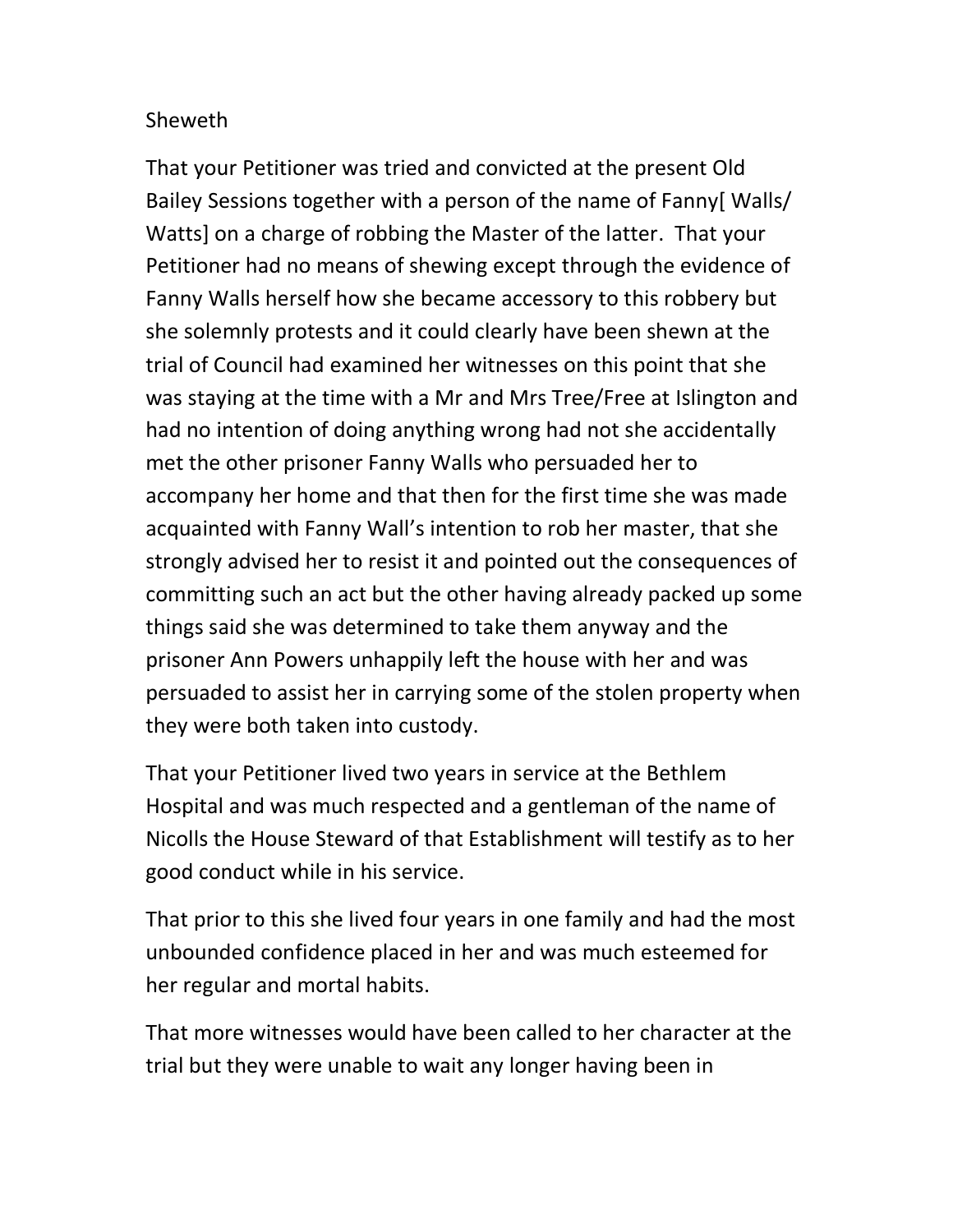Sheweth

That your Petitioner was tried and convicted at the present Old Bailey Sessions together with a person of the name of Fanny[ Walls/ Watts] on a charge of robbing the Master of the latter. That your Petitioner had no means of shewing except through the evidence of Fanny Walls herself how she became accessory to this robbery but she solemnly protests and it could clearly have been shewn at the trial of Council had examined her witnesses on this point that she was staying at the time with a Mr and Mrs Tree/Free at Islington and had no intention of doing anything wrong had not she accidentally met the other prisoner Fanny Walls who persuaded her to accompany her home and that then for the first time she was made acquainted with Fanny Wall's intention to rob her master, that she strongly advised her to resist it and pointed out the consequences of committing such an act but the other having already packed up some things said she was determined to take them anyway and the prisoner Ann Powers unhappily left the house with her and was persuaded to assist her in carrying some of the stolen property when they were both taken into custody.

That your Petitioner lived two years in service at the Bethlem Hospital and was much respected and a gentleman of the name of Nicolls the House Steward of that Establishment will testify as to her good conduct while in his service.

That prior to this she lived four years in one family and had the most unbounded confidence placed in her and was much esteemed for her regular and mortal habits.

That more witnesses would have been called to her character at the trial but they were unable to wait any longer having been in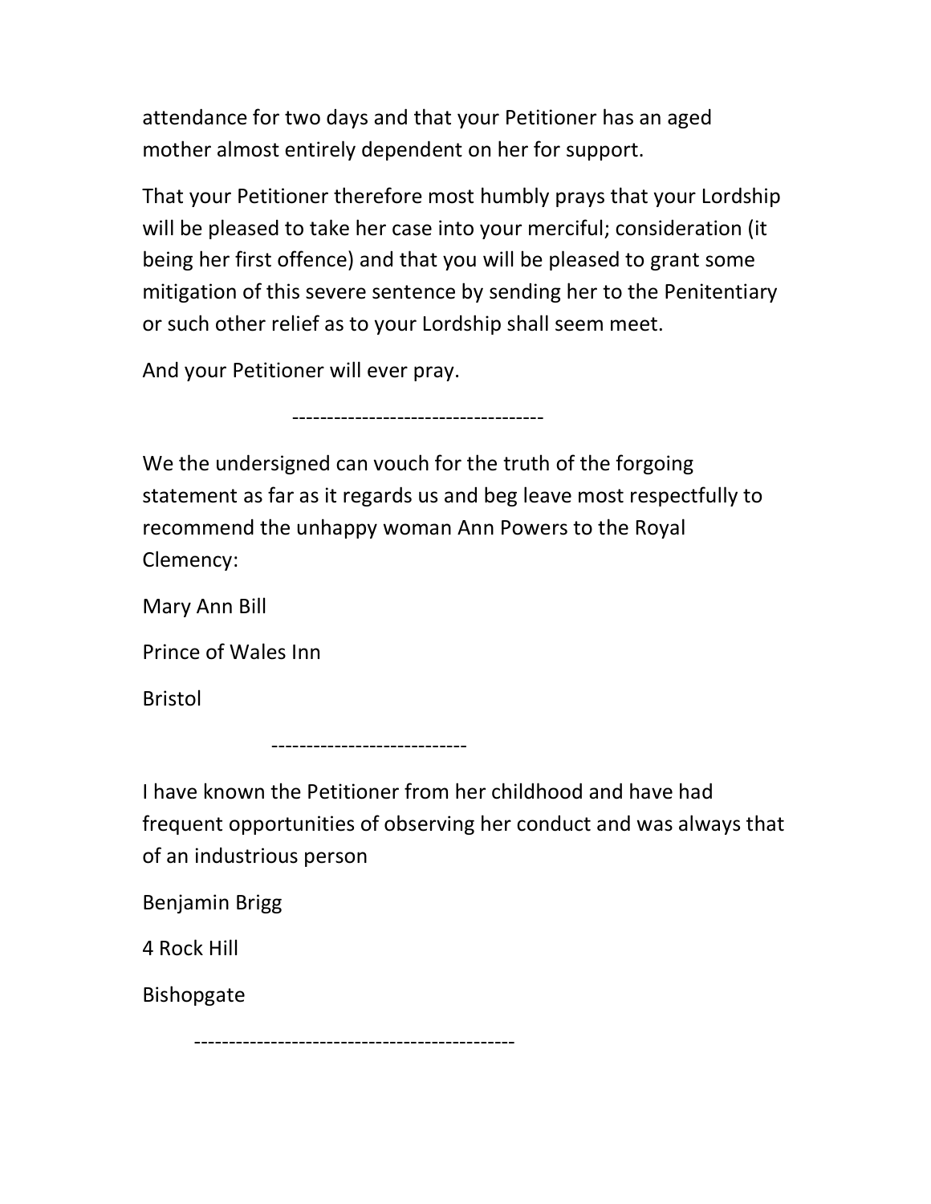attendance for two days and that your Petitioner has an aged mother almost entirely dependent on her for support.

That your Petitioner therefore most humbly prays that your Lordship will be pleased to take her case into your merciful; consideration (it being her first offence) and that you will be pleased to grant some mitigation of this severe sentence by sending her to the Penitentiary or such other relief as to your Lordship shall seem meet.

And your Petitioner will ever pray.

------------------------------------

We the undersigned can vouch for the truth of the forgoing statement as far as it regards us and beg leave most respectfully to recommend the unhappy woman Ann Powers to the Royal Clemency:

Mary Ann Bill

Prince of Wales Inn

Bristol

----------------------------

I have known the Petitioner from her childhood and have had frequent opportunities of observing her conduct and was always that of an industrious person

Benjamin Brigg

4 Rock Hill

Bishopgate

---------------------------------------------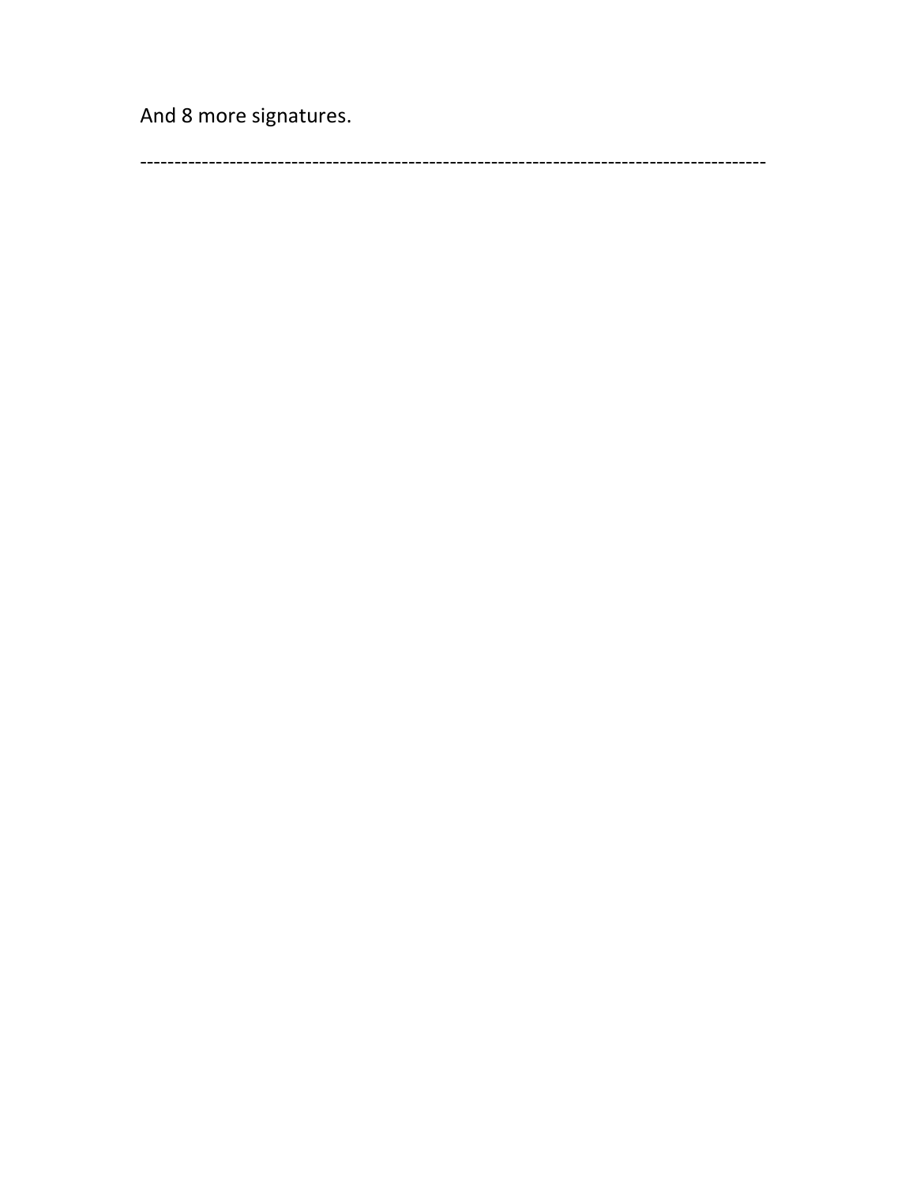And 8 more signatures.

---------------------------------------------------------------------------------------------